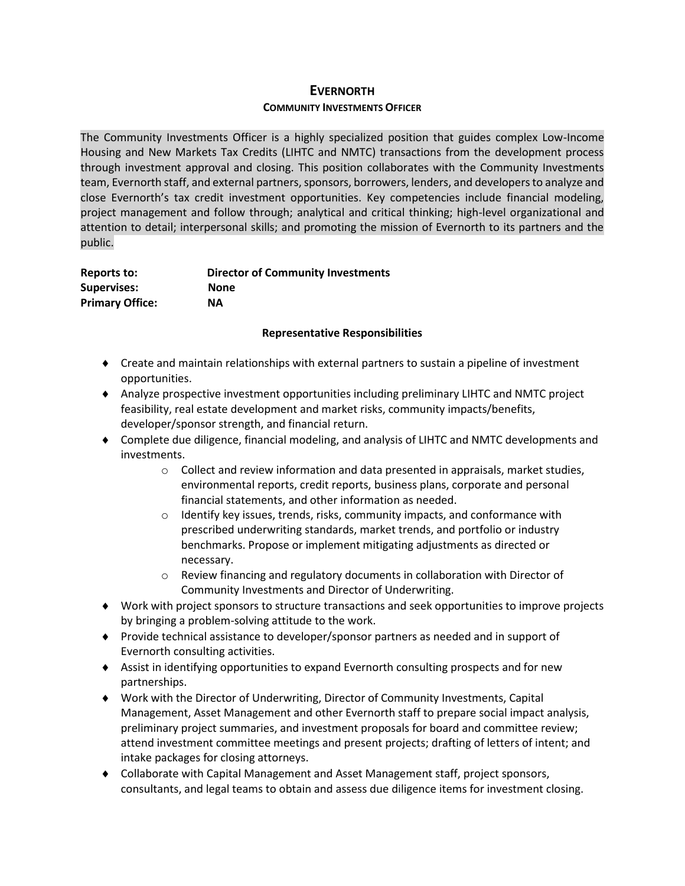# EVERNORTH

## COMMUNITY INVESTMENTS OFFICER

The Community Investments Officer is a highly specialized position that guides complex Low-Income Housing and New Markets Tax Credits (LIHTC and NMTC) transactions from the development process through investment approval and closing. This position collaborates with the Community Investments team, Evernorth staff, and external partners, sponsors, borrowers, lenders, and developers to analyze and close Evernorth's tax credit investment opportunities. Key competencies include financial modeling, project management and follow through; analytical and critical thinking; high-level organizational and attention to detail; interpersonal skills; and promoting the mission of Evernorth to its partners and the public.

**Reports to:** **Director of Community Investments**
**Supervises:** **None**
**Primary Office:** **NA**

### Representative Responsibilities

- Create and maintain relationships with external partners to sustain a pipeline of investment opportunities.
- Analyze prospective investment opportunities including preliminary LIHTC and NMTC project feasibility, real estate development and market risks, community impacts/benefits, developer/sponsor strength, and financial return.
- Complete due diligence, financial modeling, and analysis of LIHTC and NMTC developments and investments.
  - Collect and review information and data presented in appraisals, market studies, environmental reports, credit reports, business plans, corporate and personal financial statements, and other information as needed.
  - Identify key issues, trends, risks, community impacts, and conformance with prescribed underwriting standards, market trends, and portfolio or industry benchmarks. Propose or implement mitigating adjustments as directed or necessary.
  - Review financing and regulatory documents in collaboration with Director of Community Investments and Director of Underwriting.
- Work with project sponsors to structure transactions and seek opportunities to improve projects by bringing a problem-solving attitude to the work.
- Provide technical assistance to developer/sponsor partners as needed and in support of Evernorth consulting activities.
- Assist in identifying opportunities to expand Evernorth consulting prospects and for new partnerships.
- Work with the Director of Underwriting, Director of Community Investments, Capital Management, Asset Management and other Evernorth staff to prepare social impact analysis, preliminary project summaries, and investment proposals for board and committee review; attend investment committee meetings and present projects; drafting of letters of intent; and intake packages for closing attorneys.
- Collaborate with Capital Management and Asset Management staff, project sponsors, consultants, and legal teams to obtain and assess due diligence items for investment closing.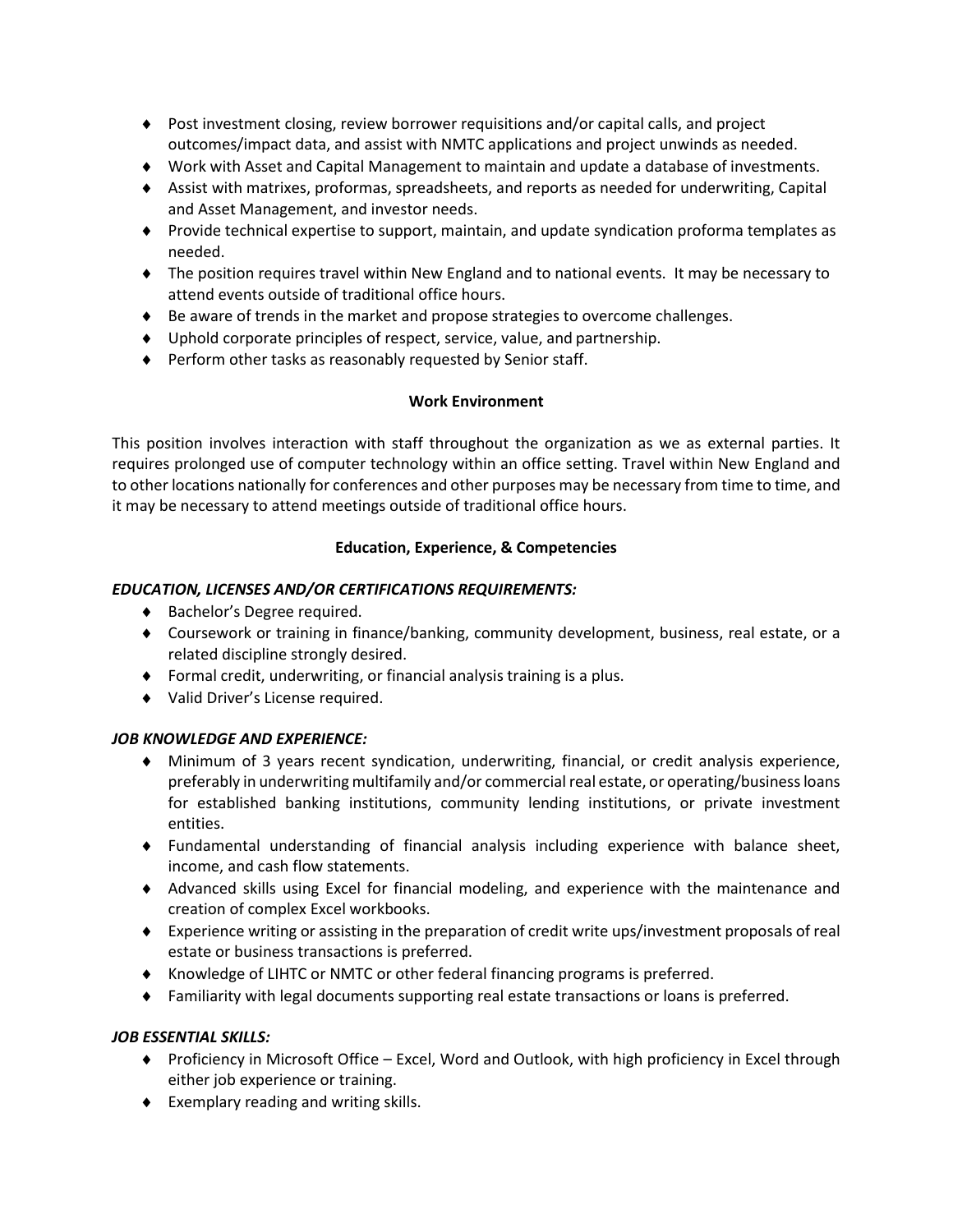- Post investment closing, review borrower requisitions and/or capital calls, and project outcomes/impact data, and assist with NMTC applications and project unwinds as needed.
- Work with Asset and Capital Management to maintain and update a database of investments.
- Assist with matrixes, proformas, spreadsheets, and reports as needed for underwriting, Capital and Asset Management, and investor needs.
- Provide technical expertise to support, maintain, and update syndication proforma templates as needed.
- The position requires travel within New England and to national events. It may be necessary to attend events outside of traditional office hours.
- Be aware of trends in the market and propose strategies to overcome challenges.
- Uphold corporate principles of respect, service, value, and partnership.
- Perform other tasks as reasonably requested by Senior staff.

**Work Environment**

This position involves interaction with staff throughout the organization as we as external parties. It requires prolonged use of computer technology within an office setting. Travel within New England and to other locations nationally for conferences and other purposes may be necessary from time to time, and it may be necessary to attend meetings outside of traditional office hours.

**Education, Experience, & Competencies**

***EDUCATION, LICENSES AND/OR CERTIFICATIONS REQUIREMENTS:***

- Bachelor's Degree required.
- Coursework or training in finance/banking, community development, business, real estate, or a related discipline strongly desired.
- Formal credit, underwriting, or financial analysis training is a plus.
- Valid Driver's License required.

***JOB KNOWLEDGE AND EXPERIENCE:***

- Minimum of 3 years recent syndication, underwriting, financial, or credit analysis experience, preferably in underwriting multifamily and/or commercial real estate, or operating/business loans for established banking institutions, community lending institutions, or private investment entities.
- Fundamental understanding of financial analysis including experience with balance sheet, income, and cash flow statements.
- Advanced skills using Excel for financial modeling, and experience with the maintenance and creation of complex Excel workbooks.
- Experience writing or assisting in the preparation of credit write ups/investment proposals of real estate or business transactions is preferred.
- Knowledge of LIHTC or NMTC or other federal financing programs is preferred.
- Familiarity with legal documents supporting real estate transactions or loans is preferred.

***JOB ESSENTIAL SKILLS:***

- Proficiency in Microsoft Office – Excel, Word and Outlook, with high proficiency in Excel through either job experience or training.
- Exemplary reading and writing skills.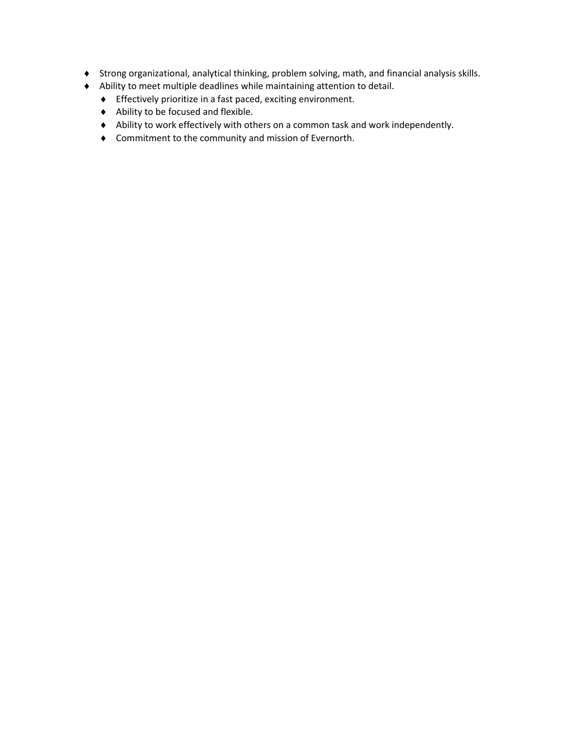- Strong organizational, analytical thinking, problem solving, math, and financial analysis skills.
- Ability to meet multiple deadlines while maintaining attention to detail.
  - Effectively prioritize in a fast paced, exciting environment.
  - Ability to be focused and flexible.
  - Ability to work effectively with others on a common task and work independently.
  - Commitment to the community and mission of Evernorth.